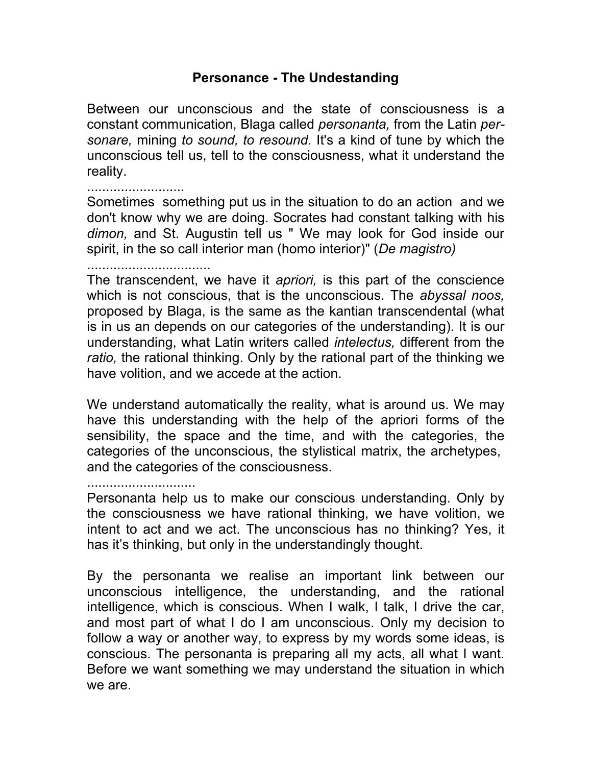# Personance - The Undestanding

Between our unconscious and the state of consciousness is a constant communication, Blaga called *personanta,* from the Latin *per-sonare,* mining *to sound, to resound.* It's a kind of tune by which the unconscious tell us, tell to the consciousness, what it understand the reality.

..........................

Sometimes something put us in the situation to do an action and we don't know why we are doing. Socrates had constant talking with his *dimon,* and St. Augustin tell us " We may look for God inside our spirit, in the so call interior man (homo interior)" (*De magistro)*

.................................

The transcendent, we have it *apriori,* is this part of the conscience which is not conscious, that is the unconscious. The *abyssal noos,* proposed by Blaga, is the same as the kantian transcendental (what is in us an depends on our categories of the understanding). It is our understanding, what Latin writers called *intelectus,* different from the *ratio,* the rational thinking. Only by the rational part of the thinking we have volition, and we accede at the action.

We understand automatically the reality, what is around us. We may have this understanding with the help of the apriori forms of the sensibility, the space and the time, and with the categories, the categories of the unconscious, the stylistical matrix, the archetypes, and the categories of the consciousness.

.............................

Personanta help us to make our conscious understanding. Only by the consciousness we have rational thinking, we have volition, we intent to act and we act. The unconscious has no thinking? Yes, it has it's thinking, but only in the understandingly thought.

By the personanta we realise an important link between our unconscious intelligence, the understanding, and the rational intelligence, which is conscious. When I walk, I talk, I drive the car, and most part of what I do I am unconscious. Only my decision to follow a way or another way, to express by my words some ideas, is conscious. The personanta is preparing all my acts, all what I want. Before we want something we may understand the situation in which we are.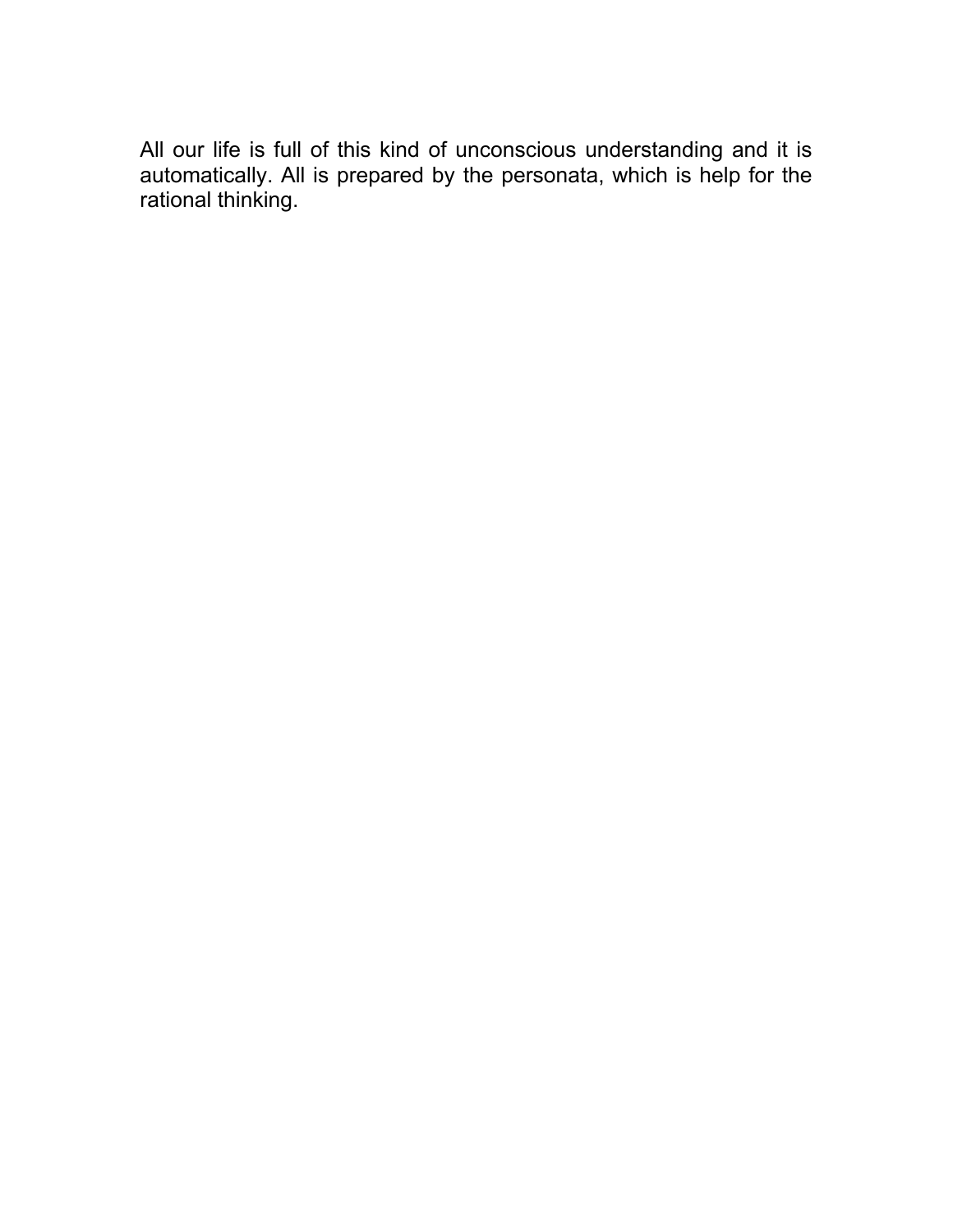All our life is full of this kind of unconscious understanding and it is automatically. All is prepared by the personata, which is help for the rational thinking.